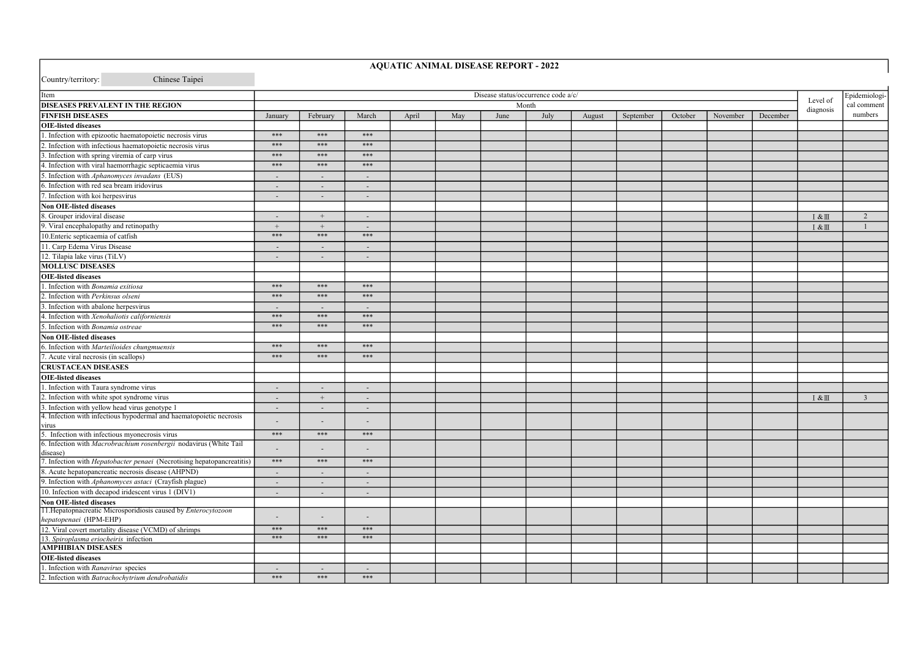# AQUATIC ANIMAL DISEASE REPORT - 2022

Country/territory: Chinese Taipei

| Item | Disease status/occurrence code a/c/ | | | | | | | | | | | | Level of diagnosis | Epidemiological comment numbers |
|---|---|---|---|---|---|---|---|---|---|---|---|---|---|---|
| **DISEASES PREVALENT IN THE REGION** | Month | | | | | | | | | | | | | |
| **FINFISH DISEASES** | January | February | March | April | May | June | July | August | September | October | November | December | | |
| **OIE-listed diseases** | | | | | | | | | | | | | | |
| 1. Infection with epizootic haematopoietic necrosis virus | *** | *** | *** | | | | | | | | | | | |
| 2. Infection with infectious haematopoietic necrosis virus | *** | *** | *** | | | | | | | | | | | |
| 3. Infection with spring viremia of carp virus | *** | *** | *** | | | | | | | | | | | |
| 4. Infection with viral haemorrhagic septicaemia virus | *** | *** | *** | | | | | | | | | | | |
| 5. Infection with *Aphanomyces invadans* (EUS) | - | - | - | | | | | | | | | | | |
| 6. Infection with red sea bream iridovirus | - | - | - | | | | | | | | | | | |
| 7. Infection with koi herpesvirus | - | - | - | | | | | | | | | | | |
| **Non OIE-listed diseases** | | | | | | | | | | | | | | |
| 8. Grouper iridoviral disease | - | + | - | | | | | | | | | | Ⅰ & Ⅲ | 2 |
| 9. Viral encephalopathy and retinopathy | + | + | - | | | | | | | | | | Ⅰ & Ⅲ | 1 |
| 10.Enteric septicaemia of catfish | *** | *** | *** | | | | | | | | | | | |
| 11. Carp Edema Virus Disease | - | - | - | | | | | | | | | | | |
| 12. Tilapia lake virus (TiLV) | - | - | - | | | | | | | | | | | |
| **MOLLUSC DISEASES** | | | | | | | | | | | | | | |
| **OIE-listed diseases** | | | | | | | | | | | | | | |
| 1. Infection with *Bonamia exitiosa* | *** | *** | *** | | | | | | | | | | | |
| 2. Infection with *Perkinsus olseni* | *** | *** | *** | | | | | | | | | | | |
| 3. Infection with abalone herpesvirus | - | - | - | | | | | | | | | | | |
| 4. Infection with *Xenohaliotis californiensis* | *** | *** | *** | | | | | | | | | | | |
| 5. Infection with *Bonamia ostreae* | *** | *** | *** | | | | | | | | | | | |
| **Non OIE-listed diseases** | | | | | | | | | | | | | | |
| 6. Infection with *Marteilioides chungmuensis* | *** | *** | *** | | | | | | | | | | | |
| 7. Acute viral necrosis (in scallops) | *** | *** | *** | | | | | | | | | | | |
| **CRUSTACEAN DISEASES** | | | | | | | | | | | | | | |
| **OIE-listed diseases** | | | | | | | | | | | | | | |
| 1. Infection with Taura syndrome virus | - | - | - | | | | | | | | | | | |
| 2. Infection with white spot syndrome virus | - | + | - | | | | | | | | | | Ⅰ & Ⅲ | 3 |
| 3. Infection with yellow head virus genotype 1 | - | - | - | | | | | | | | | | | |
| 4. Infection with infectious hypodermal and haematopoietic necrosis virus | - | - | - | | | | | | | | | | | |
| 5. Infection with infectious myonecrosis virus | *** | *** | *** | | | | | | | | | | | |
| 6. Infection with *Macrobrachium rosenbergii* nodavirus (White Tail disease) | - | - | - | | | | | | | | | | | |
| 7. Infection with *Hepatobacter penaei* (Necrotising hepatopancreatitis) | *** | *** | *** | | | | | | | | | | | |
| 8. Acute hepatopancreatic necrosis disease (AHPND) | - | - | - | | | | | | | | | | | |
| 9. Infection with *Aphanomyces astaci* (Crayfish plague) | - | - | - | | | | | | | | | | | |
| 10. Infection with decapod iridescent virus 1 (DIV1) | - | - | - | | | | | | | | | | | |
| **Non OIE-listed diseases** | | | | | | | | | | | | | | |
| 11.Hepatopnacreatic Microsporidiosis caused by *Enterocytozoon hepatopenaei* (HPM-EHP) | - | - | - | | | | | | | | | | | |
| 12. Viral covert mortality disease (VCMD) of shrimps | *** | *** | *** | | | | | | | | | | | |
| 13. *Spiroplasma eriocheiris* infection | *** | *** | *** | | | | | | | | | | | |
| **AMPHIBIAN DISEASES** | | | | | | | | | | | | | | |
| **OIE-listed diseases** | | | | | | | | | | | | | | |
| 1. Infection with *Ranavirus* species | - | - | - | | | | | | | | | | | |
| 2. Infection with *Batrachochytrium dendrobatidis* | *** | *** | *** | | | | | | | | | | | |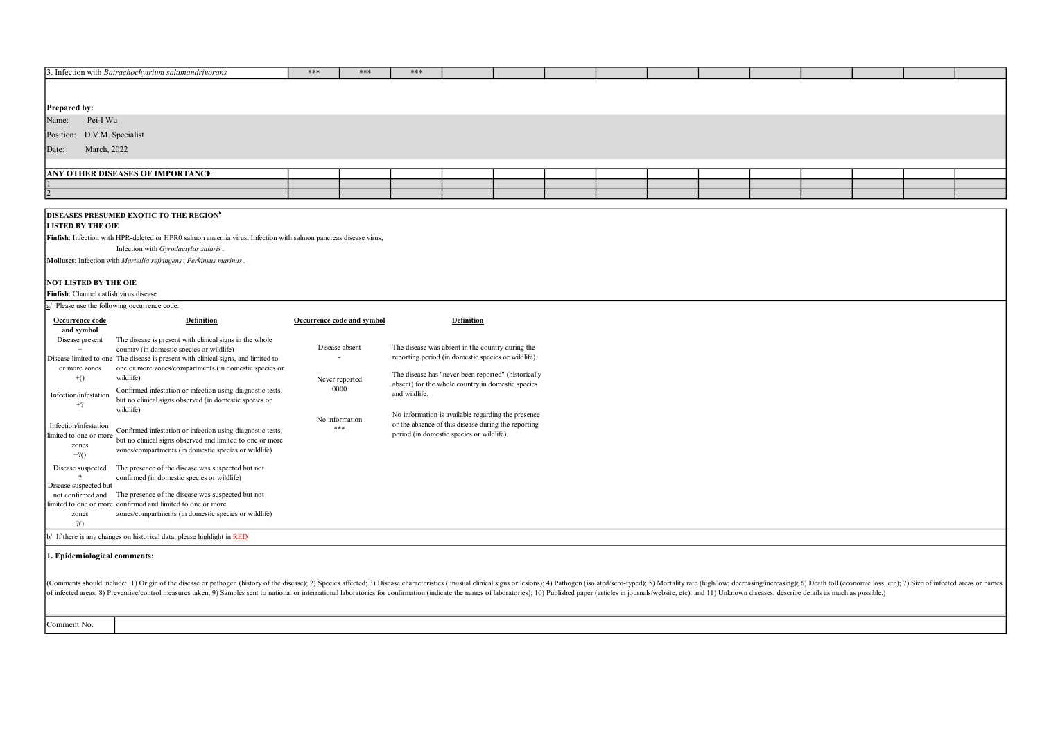| 3. Infection with *Batrachochytrium salamandrivorans* | *** | *** | *** | | | | | | | | | | | |
|---|---|---|---|---|---|---|---|---|---|---|---|---|---|---|

**Prepared by:**

Name: Pei-I Wu

Position: D.V.M. Specialist

Date: March, 2022

| ANY OTHER DISEASES OF IMPORTANCE | | | | | | | | | | | | | | |
|---|---|---|---|---|---|---|---|---|---|---|---|---|---|---|
| 1 | | | | | | | | | | | | | | |
| 2 | | | | | | | | | | | | | | |

**DISEASES PRESUMED EXOTIC TO THE REGION**[b]

**LISTED BY THE OIE**

**Finfish**: Infection with HPR-deleted or HPR0 salmon anaemia virus; Infection with salmon pancreas disease virus;
Infection with *Gyrodactylus salaris* .

**Molluscs**: Infection with *Marteilia refringens* ; *Perkinsus marinus* .

**NOT LISTED BY THE OIE**

**Finfish**: Channel catfish virus disease

a/ Please use the following occurrence code:

| Occurrence code and symbol | Definition | Occurrence code and symbol | Definition |
|---|---|---|---|
| Disease present + | The disease is present with clinical signs in the whole country (in domestic species or wildlife) | Disease absent - | The disease was absent in the country during the reporting period (in domestic species or wildlife). |
| Disease limited to one or more zones +() | The disease is present with clinical signs, and limited to one or more zones/compartments (in domestic species or wildlife) | Never reported 0000 | The disease has "never been reported" (historically absent) for the whole country in domestic species and wildlife. |
| Infection/infestation +? | Confirmed infestation or infection using diagnostic tests, but no clinical signs observed (in domestic species or wildlife) | No information *** | No information is available regarding the presence or the absence of this disease during the reporting period (in domestic species or wildlife). |
| Infection/infestation limited to one or more zones +?() | Confirmed infestation or infection using diagnostic tests, but no clinical signs observed and limited to one or more zones/compartments (in domestic species or wildlife) | | |
| Disease suspected ? | The presence of the disease was suspected but not confirmed (in domestic species or wildlife) | | |
| Disease suspected but not confirmed and limited to one or more zones ?() | The presence of the disease was suspected but not confirmed and limited to one or more zones/compartments (in domestic species or wildlife) | | |

b/ If there is any changes on historical data, please highlight in RED

**1. Epidemiological comments:**

(Comments should include: 1) Origin of the disease or pathogen (history of the disease); 2) Species affected; 3) Disease characteristics (unusual clinical signs or lesions); 4) Pathogen (isolated/sero-typed); 5) Mortality rate (high/low; decreasing/increasing); 6) Death toll (economic loss, etc); 7) Size of infected areas or names of infected areas; 8) Preventive/control measures taken; 9) Samples sent to national or international laboratories for confirmation (indicate the names of laboratories); 10) Published paper (articles in journals/website, etc). and 11) Unknown diseases: describe details as much as possible.)

| Comment No. | |
|---|---|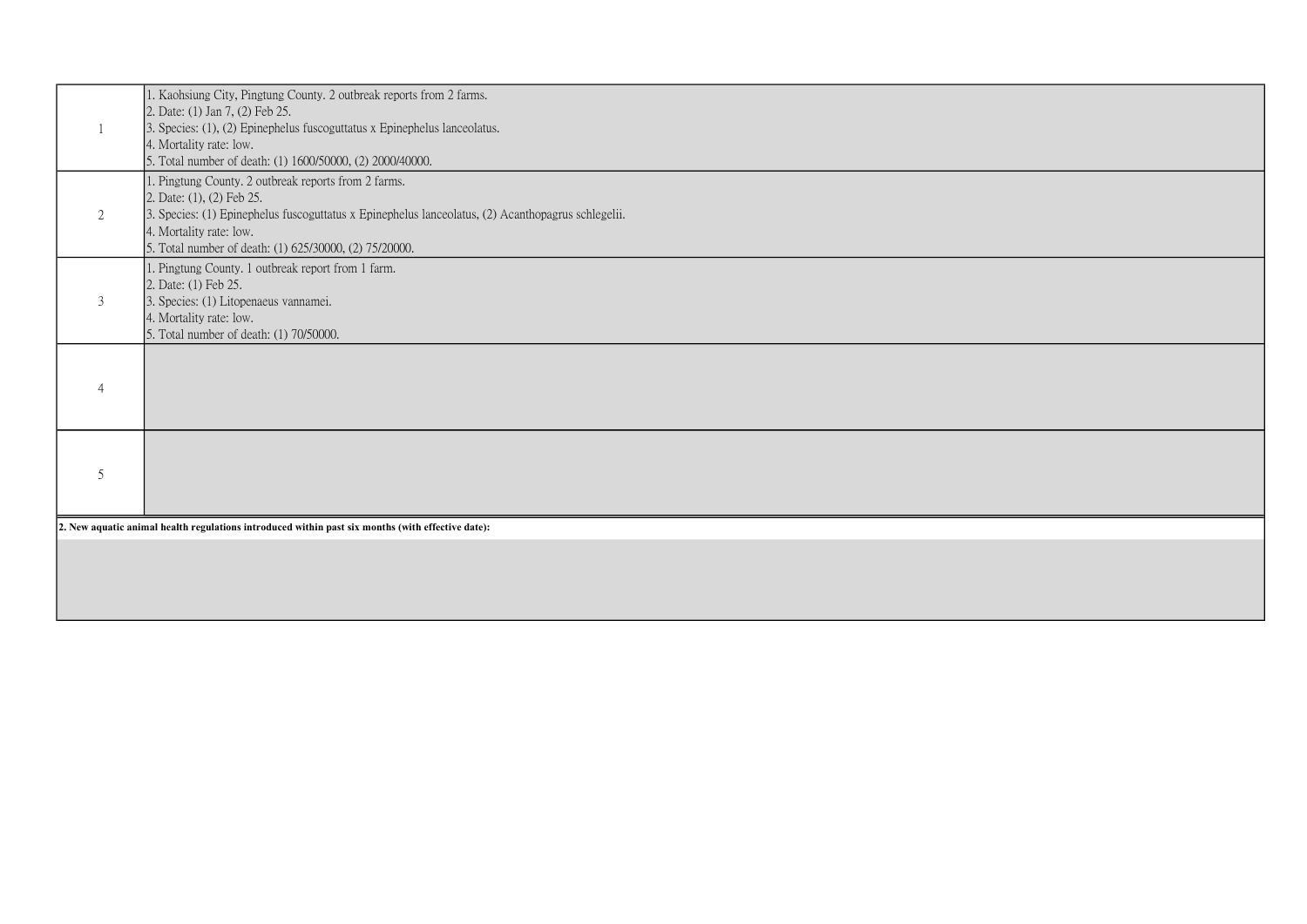| | |
|---|---|
| 1 | 1. Kaohsiung City, Pingtung County. 2 outbreak reports from 2 farms.<br>2. Date: (1) Jan 7, (2) Feb 25.<br>3. Species: (1), (2) Epinephelus fuscoguttatus x Epinephelus lanceolatus.<br>4. Mortality rate: low.<br>5. Total number of death: (1) 1600/50000, (2) 2000/40000. |
| 2 | 1. Pingtung County. 2 outbreak reports from 2 farms.<br>2. Date: (1), (2) Feb 25.<br>3. Species: (1) Epinephelus fuscoguttatus x Epinephelus lanceolatus, (2) Acanthopagrus schlegelii.<br>4. Mortality rate: low.<br>5. Total number of death: (1) 625/30000, (2) 75/20000. |
| 3 | 1. Pingtung County. 1 outbreak report from 1 farm.<br>2. Date: (1) Feb 25.<br>3. Species: (1) Litopenaeus vannamei.<br>4. Mortality rate: low.<br>5. Total number of death: (1) 70/50000. |
| 4 | |
| 5 | |

**2. New aquatic animal health regulations introduced within past six months (with effective date):**